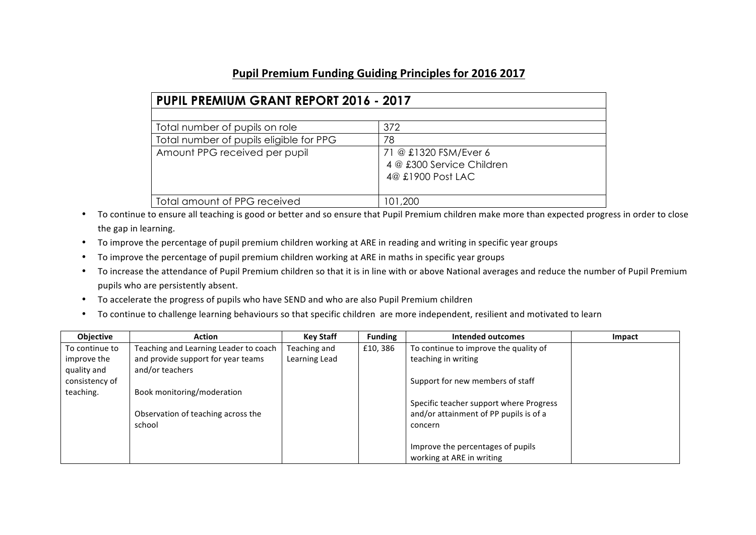## Pupil Premium Funding Guiding Principles for 2016 2017

| PUPIL PREMIUM GRANT REPORT 2016 - 2017 | |
|---|---|
| | |
| Total number of pupils on role | 372 |
| Total number of pupils eligible for PPG | 78 |
| Amount PPG received per pupil | 71 @ £1320 FSM/Ever 6<br>4 @ £300 Service Children<br>4@ £1900 Post LAC |
| Total amount of PPG received | 101,200 |

- To continue to ensure all teaching is good or better and so ensure that Pupil Premium children make more than expected progress in order to close the gap in learning.
- To improve the percentage of pupil premium children working at ARE in reading and writing in specific year groups
- To improve the percentage of pupil premium children working at ARE in maths in specific year groups
- To increase the attendance of Pupil Premium children so that it is in line with or above National averages and reduce the number of Pupil Premium pupils who are persistently absent.
- To accelerate the progress of pupils who have SEND and who are also Pupil Premium children
- To continue to challenge learning behaviours so that specific children are more independent, resilient and motivated to learn

| Objective | Action | Key Staff | Funding | Intended outcomes | Impact |
|---|---|---|---|---|---|
| To continue to improve the quality and consistency of teaching. | Teaching and Learning Leader to coach and provide support for year teams and/or teachers<br><br>Book monitoring/moderation<br><br>Observation of teaching across the school | Teaching and Learning Lead | £10, 386 | To continue to improve the quality of teaching in writing<br><br>Support for new members of staff<br><br>Specific teacher support where Progress and/or attainment of PP pupils is of a concern<br><br>Improve the percentages of pupils working at ARE in writing | |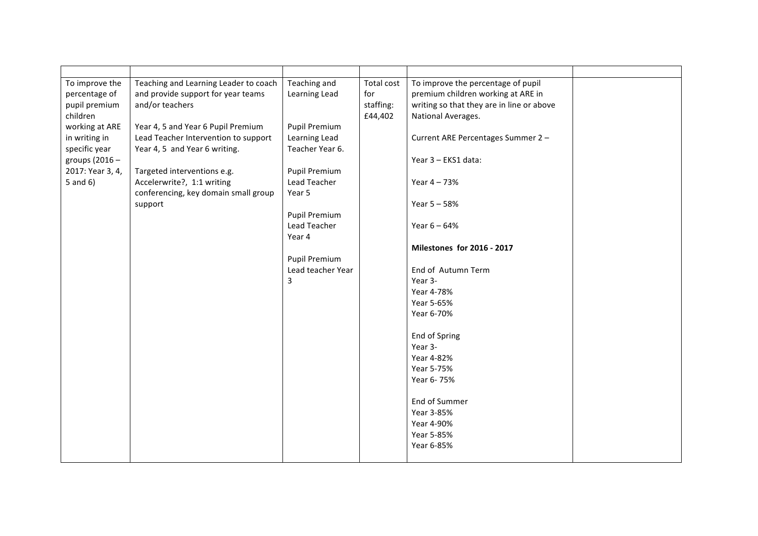| | | | | | |
|---|---|---|---|---|---|
| To improve the percentage of pupil premium children working at ARE in writing in specific year groups (2016 – 2017: Year 3, 4, 5 and 6) | Teaching and Learning Leader to coach and provide support for year teams and/or teachers<br><br>Year 4, 5 and Year 6 Pupil Premium Lead Teacher Intervention to support Year 4, 5 and Year 6 writing.<br><br>Targeted interventions e.g. Accelerwrite?, 1:1 writing conferencing, key domain small group support | Teaching and Learning Lead<br><br>Pupil Premium Learning Lead Teacher Year 6.<br><br>Pupil Premium Lead Teacher Year 5<br><br>Pupil Premium Lead Teacher Year 4<br><br>Pupil Premium Lead teacher Year 3 | Total cost for staffing: £44,402 | To improve the percentage of pupil premium children working at ARE in writing so that they are in line or above National Averages.<br><br>Current ARE Percentages Summer 2 –<br><br>Year 3 – EKS1 data:<br><br>Year 4 – 73%<br><br>Year 5 – 58%<br><br>Year 6 – 64%<br><br>**Milestones for 2016 - 2017**<br><br>End of Autumn Term<br>Year 3-<br>Year 4-78%<br>Year 5-65%<br>Year 6-70%<br><br>End of Spring<br>Year 3-<br>Year 4-82%<br>Year 5-75%<br>Year 6- 75%<br><br>End of Summer<br>Year 3-85%<br>Year 4-90%<br>Year 5-85%<br>Year 6-85% | |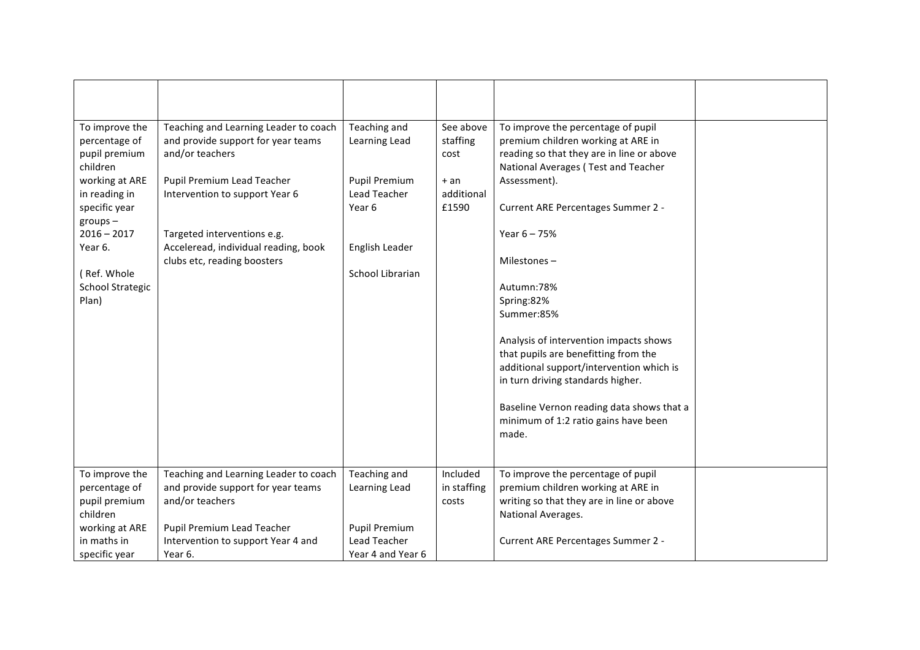| | | | | | |
|---|---|---|---|---|---|
| To improve the percentage of pupil premium children working at ARE in reading in specific year groups – 2016 – 2017 Year 6.<br><br>( Ref. Whole School Strategic Plan) | Teaching and Learning Leader to coach and provide support for year teams and/or teachers<br><br>Pupil Premium Lead Teacher Intervention to support Year 6<br><br>Targeted interventions e.g. Acceleread, individual reading, book clubs etc, reading boosters | Teaching and Learning Lead<br><br>Pupil Premium Lead Teacher Year 6<br><br>English Leader<br><br>School Librarian | See above staffing cost<br><br>+ an additional £1590 | To improve the percentage of pupil premium children working at ARE in reading so that they are in line or above National Averages ( Test and Teacher Assessment).<br><br>Current ARE Percentages Summer 2 -<br><br>Year 6 – 75%<br><br>Milestones –<br><br>Autumn:78%<br>Spring:82%<br>Summer:85%<br><br>Analysis of intervention impacts shows that pupils are benefitting from the additional support/intervention which is in turn driving standards higher.<br><br>Baseline Vernon reading data shows that a minimum of 1:2 ratio gains have been made. | |
| To improve the percentage of pupil premium children working at ARE in maths in specific year | Teaching and Learning Leader to coach and provide support for year teams and/or teachers<br><br>Pupil Premium Lead Teacher Intervention to support Year 4 and Year 6. | Teaching and Learning Lead<br><br>Pupil Premium Lead Teacher Year 4 and Year 6 | Included in staffing costs | To improve the percentage of pupil premium children working at ARE in writing so that they are in line or above National Averages.<br><br>Current ARE Percentages Summer 2 - | |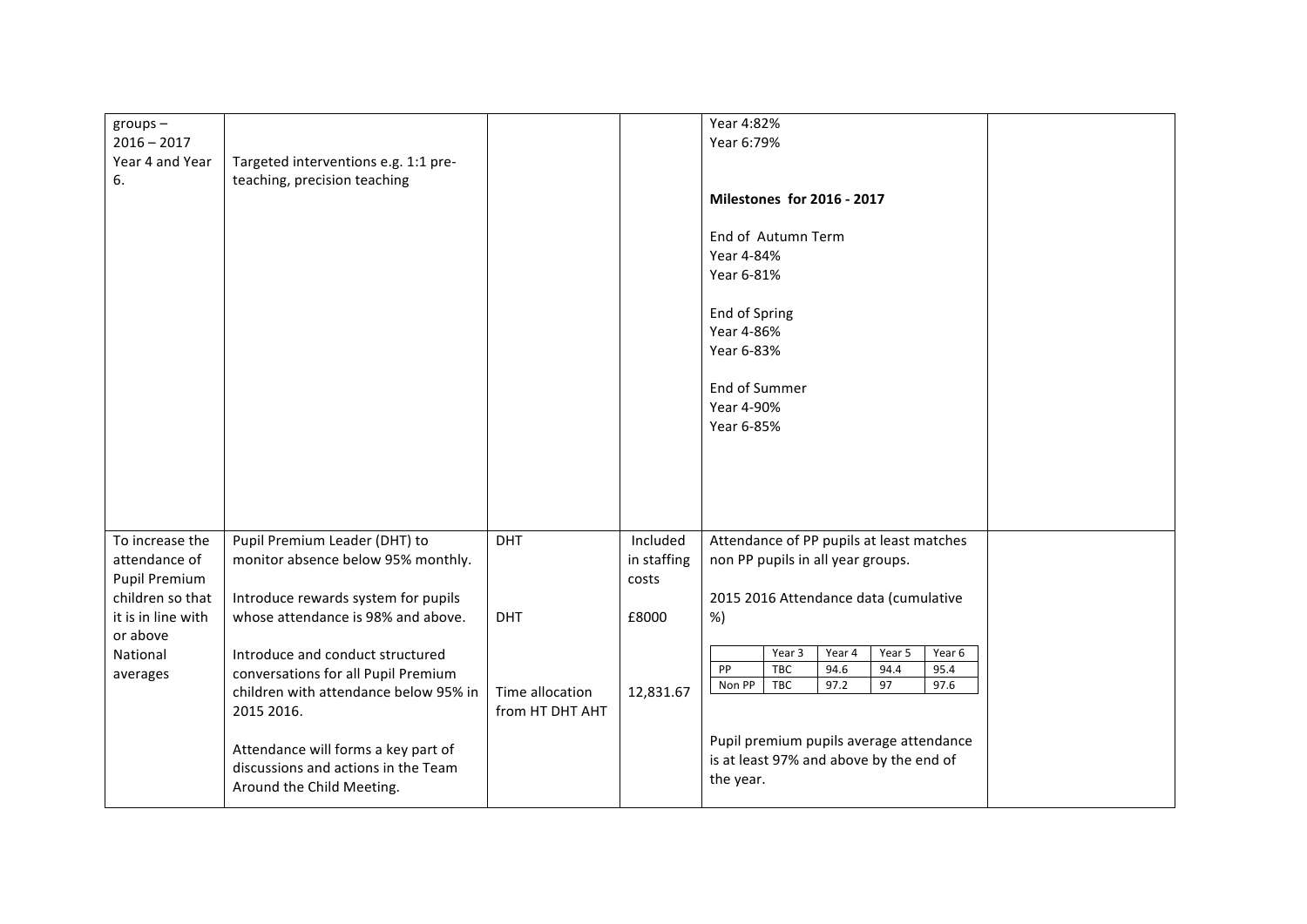| | | | | | |
|---|---|---|---|---|---|
| groups – 2016 – 2017 Year 4 and Year 6. | Targeted interventions e.g. 1:1 pre-teaching, precision teaching | | | Year 4:82%<br>Year 6:79%<br><br>**Milestones for 2016 - 2017**<br><br>End of Autumn Term<br>Year 4-84%<br>Year 6-81%<br><br>End of Spring<br>Year 4-86%<br>Year 6-83%<br><br>End of Summer<br>Year 4-90%<br>Year 6-85% | |
| To increase the attendance of Pupil Premium children so that it is in line with or above National averages | Pupil Premium Leader (DHT) to monitor absence below 95% monthly.<br><br>Introduce rewards system for pupils whose attendance is 98% and above.<br><br>Introduce and conduct structured conversations for all Pupil Premium children with attendance below 95% in 2015 2016.<br><br>Attendance will forms a key part of discussions and actions in the Team Around the Child Meeting. | DHT<br><br>DHT<br><br>Time allocation from HT DHT AHT | Included in staffing costs<br><br>£8000<br><br>12,831.67 | Attendance of PP pupils at least matches non PP pupils in all year groups.<br><br>2015 2016 Attendance data (cumulative %)<br><br>(see table below)<br><br>Pupil premium pupils average attendance is at least 97% and above by the end of the year. | |

| | Year 3 | Year 4 | Year 5 | Year 6 |
|---|---|---|---|---|
| PP | TBC | 94.6 | 94.4 | 95.4 |
| Non PP | TBC | 97.2 | 97 | 97.6 |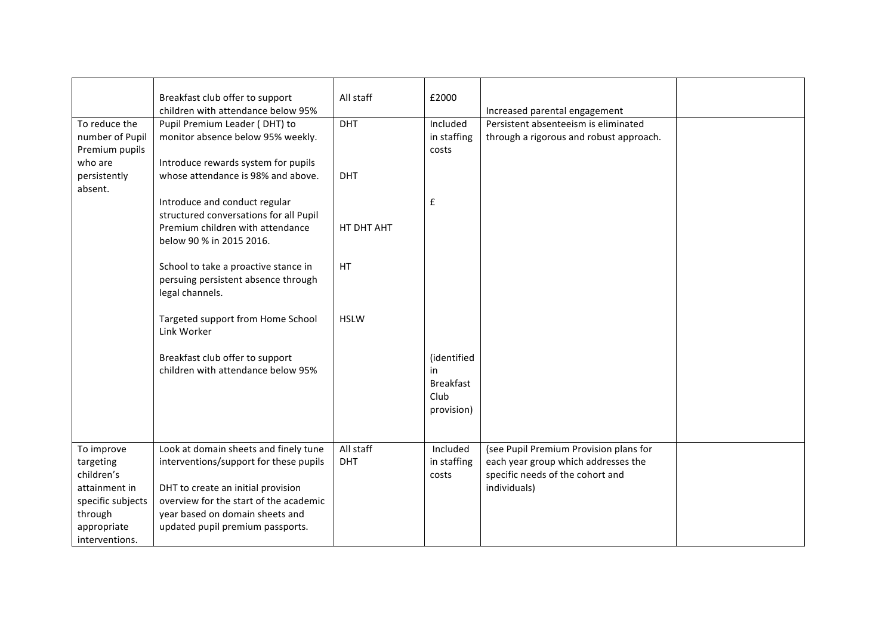| | | | | | |
|---|---|---|---|---|---|
| | Breakfast club offer to support children with attendance below 95% | All staff | £2000 | Increased parental engagement | |
| To reduce the number of Pupil Premium pupils who are persistently absent. | Pupil Premium Leader ( DHT) to monitor absence below 95% weekly.<br><br>Introduce rewards system for pupils whose attendance is 98% and above.<br><br>Introduce and conduct regular structured conversations for all Pupil Premium children with attendance below 90 % in 2015 2016.<br><br>School to take a proactive stance in persuing persistent absence through legal channels.<br><br>Targeted support from Home School Link Worker<br><br>Breakfast club offer to support children with attendance below 95% | DHT<br><br>DHT<br><br>HT DHT AHT<br><br>HT<br><br>HSLW | Included in staffing costs<br><br>£<br><br>(identified in Breakfast Club provision) | Persistent absenteeism is eliminated through a rigorous and robust approach. | |
| To improve targeting children's attainment in specific subjects through appropriate interventions. | Look at domain sheets and finely tune interventions/support for these pupils<br><br>DHT to create an initial provision overview for the start of the academic year based on domain sheets and updated pupil premium passports. | All staff<br>DHT | Included in staffing costs | (see Pupil Premium Provision plans for each year group which addresses the specific needs of the cohort and individuals) | |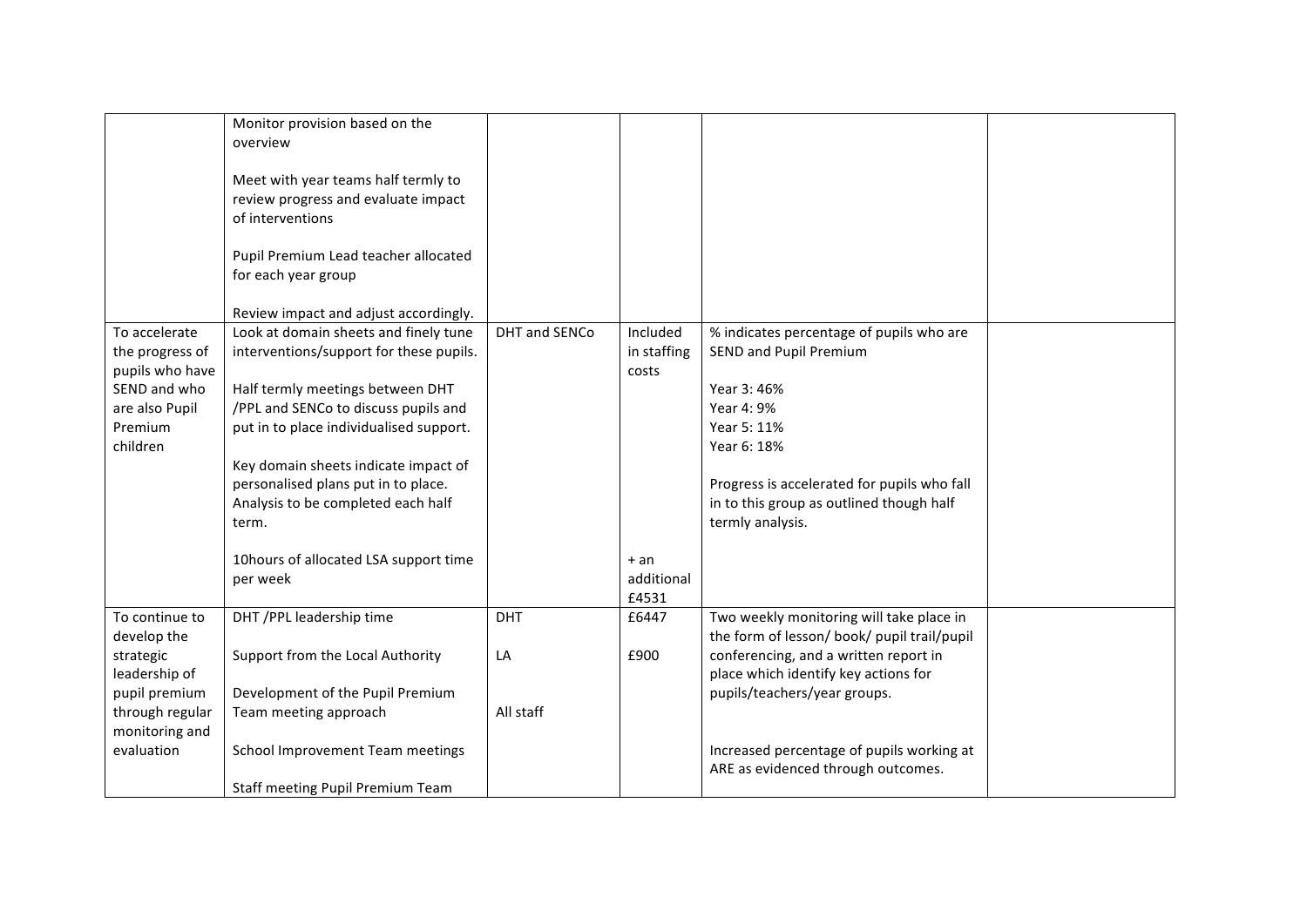| | | | | | |
|---|---|---|---|---|---|
| | Monitor provision based on the overview<br><br>Meet with year teams half termly to review progress and evaluate impact of interventions<br><br>Pupil Premium Lead teacher allocated for each year group<br><br>Review impact and adjust accordingly. | | | | |
| To accelerate the progress of pupils who have SEND and who are also Pupil Premium children | Look at domain sheets and finely tune interventions/support for these pupils.<br><br>Half termly meetings between DHT /PPL and SENCo to discuss pupils and put in to place individualised support.<br><br>Key domain sheets indicate impact of personalised plans put in to place. Analysis to be completed each half term.<br><br>10hours of allocated LSA support time per week | DHT and SENCo | Included in staffing costs<br><br>+ an additional £4531 | % indicates percentage of pupils who are SEND and Pupil Premium<br><br>Year 3: 46%<br>Year 4: 9%<br>Year 5: 11%<br>Year 6: 18%<br><br>Progress is accelerated for pupils who fall in to this group as outlined though half termly analysis. | |
| To continue to develop the strategic leadership of pupil premium through regular monitoring and evaluation | DHT /PPL leadership time<br><br>Support from the Local Authority<br><br>Development of the Pupil Premium Team meeting approach<br><br>School Improvement Team meetings<br><br>Staff meeting Pupil Premium Team | DHT<br><br>LA<br><br>All staff | £6447<br><br>£900 | Two weekly monitoring will take place in the form of lesson/ book/ pupil trail/pupil conferencing, and a written report in place which identify key actions for pupils/teachers/year groups.<br><br>Increased percentage of pupils working at ARE as evidenced through outcomes. | |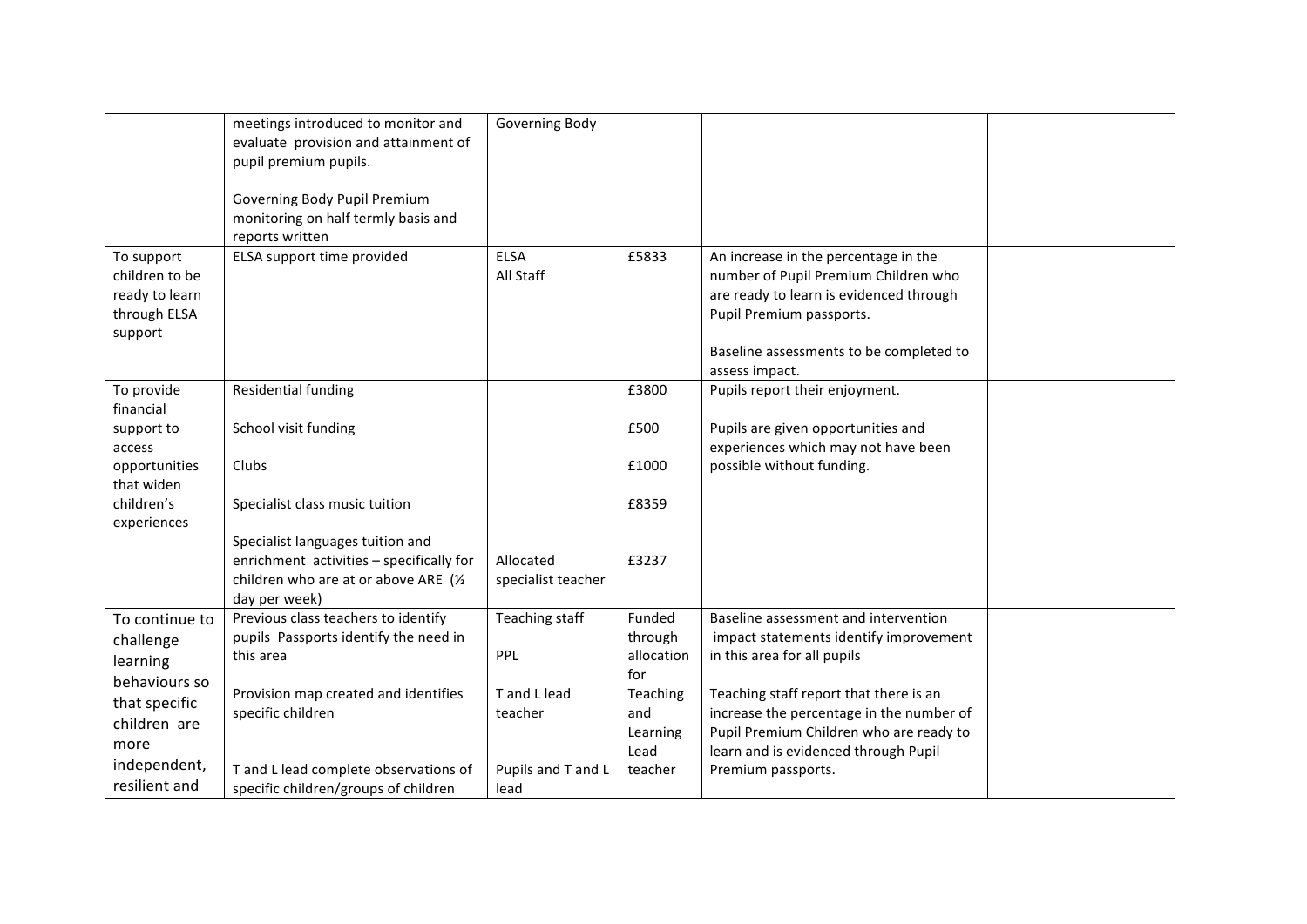| | | | | | |
|---|---|---|---|---|---|
| | meetings introduced to monitor and evaluate provision and attainment of pupil premium pupils.<br><br>Governing Body Pupil Premium monitoring on half termly basis and reports written | Governing Body | | | |
| To support children to be ready to learn through ELSA support | ELSA support time provided | ELSA<br>All Staff | £5833 | An increase in the percentage in the number of Pupil Premium Children who are ready to learn is evidenced through Pupil Premium passports.<br><br>Baseline assessments to be completed to assess impact. | |
| To provide financial support to access opportunities that widen children's experiences | Residential funding<br><br>School visit funding<br><br>Clubs<br><br>Specialist class music tuition<br><br>Specialist languages tuition and enrichment activities – specifically for children who are at or above ARE (½ day per week) | <br><br><br><br><br><br><br><br>Allocated specialist teacher | £3800<br><br>£500<br><br>£1000<br><br>£8359<br><br>£3237 | Pupils report their enjoyment.<br><br>Pupils are given opportunities and experiences which may not have been possible without funding. | |
| To continue to challenge learning behaviours so that specific children are more independent, resilient and | Previous class teachers to identify pupils Passports identify the need in this area<br><br>Provision map created and identifies specific children<br><br>T and L lead complete observations of specific children/groups of children | Teaching staff<br><br>PPL<br><br>T and L lead teacher<br><br>Pupils and T and L lead | Funded through allocation for Teaching and Learning Lead teacher | Baseline assessment and intervention impact statements identify improvement in this area for all pupils<br><br>Teaching staff report that there is an increase the percentage in the number of Pupil Premium Children who are ready to learn and is evidenced through Pupil Premium passports. | |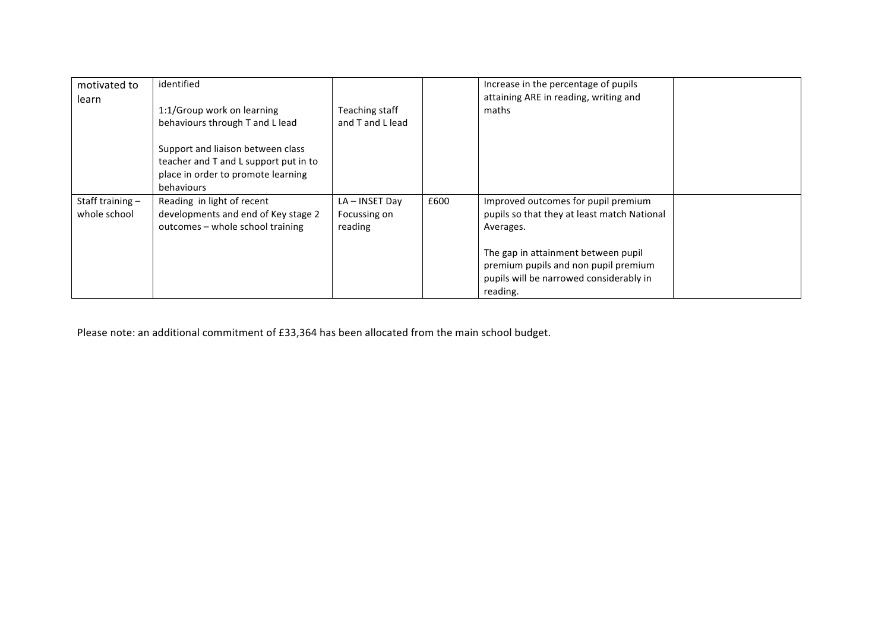| | | | | | |
|---|---|---|---|---|---|
| motivated to learn | identified<br><br>1:1/Group work on learning behaviours through T and L lead<br><br>Support and liaison between class teacher and T and L support put in to place in order to promote learning behaviours | Teaching staff and T and L lead | | Increase in the percentage of pupils attaining ARE in reading, writing and maths | |
| Staff training – whole school | Reading in light of recent developments and end of Key stage 2 outcomes – whole school training | LA – INSET Day Focussing on reading | £600 | Improved outcomes for pupil premium pupils so that they at least match National Averages.<br><br>The gap in attainment between pupil premium pupils and non pupil premium pupils will be narrowed considerably in reading. | |

Please note: an additional commitment of £33,364 has been allocated from the main school budget.